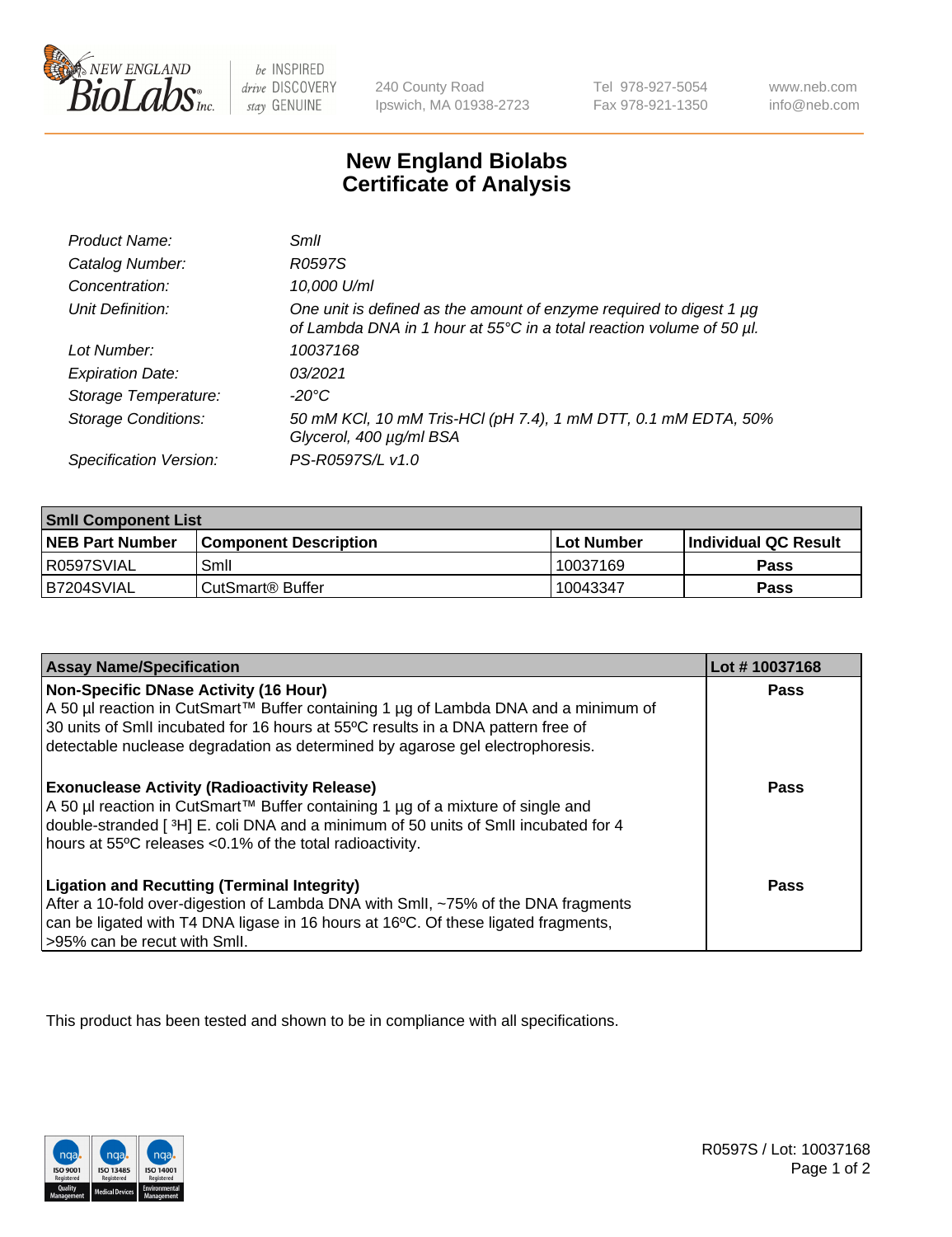New England BioLabs Inc. — be INSPIRED drive DISCOVERY stay GENUINE

240 County Road
Ipswich, MA 01938-2723

Tel 978-927-5054
Fax 978-921-1350

www.neb.com
info@neb.com

# New England Biolabs Certificate of Analysis

| | |
|---|---|
| *Product Name:* | *SmlI* |
| *Catalog Number:* | *R0597S* |
| *Concentration:* | *10,000 U/ml* |
| *Unit Definition:* | *One unit is defined as the amount of enzyme required to digest 1 µg of Lambda DNA in 1 hour at 55°C in a total reaction volume of 50 µl.* |
| *Lot Number:* | *10037168* |
| *Expiration Date:* | *03/2021* |
| *Storage Temperature:* | *-20°C* |
| *Storage Conditions:* | *50 mM KCl, 10 mM Tris-HCl (pH 7.4), 1 mM DTT, 0.1 mM EDTA, 50% Glycerol, 400 µg/ml BSA* |
| *Specification Version:* | *PS-R0597S/L v1.0* |

| **SmlI Component List** | | | |
|---|---|---|---|
| **NEB Part Number** | **Component Description** | **Lot Number** | **Individual QC Result** |
| R0597SVIAL | SmlI | 10037169 | **Pass** |
| B7204SVIAL | CutSmart® Buffer | 10043347 | **Pass** |

| **Assay Name/Specification** | **Lot # 10037168** |
|---|---|
| **Non-Specific DNase Activity (16 Hour)**<br>A 50 µl reaction in CutSmart™ Buffer containing 1 µg of Lambda DNA and a minimum of 30 units of SmlI incubated for 16 hours at 55ºC results in a DNA pattern free of detectable nuclease degradation as determined by agarose gel electrophoresis. | **Pass** |
| **Exonuclease Activity (Radioactivity Release)**<br>A 50 µl reaction in CutSmart™ Buffer containing 1 µg of a mixture of single and double-stranded [ $^{3}$H] E. coli DNA and a minimum of 50 units of SmlI incubated for 4 hours at 55ºC releases <0.1% of the total radioactivity. | **Pass** |
| **Ligation and Recutting (Terminal Integrity)**<br>After a 10-fold over-digestion of Lambda DNA with SmlI, ~75% of the DNA fragments can be ligated with T4 DNA ligase in 16 hours at 16ºC. Of these ligated fragments, >95% can be recut with SmlI. | **Pass** |

This product has been tested and shown to be in compliance with all specifications.

R0597S / Lot: 10037168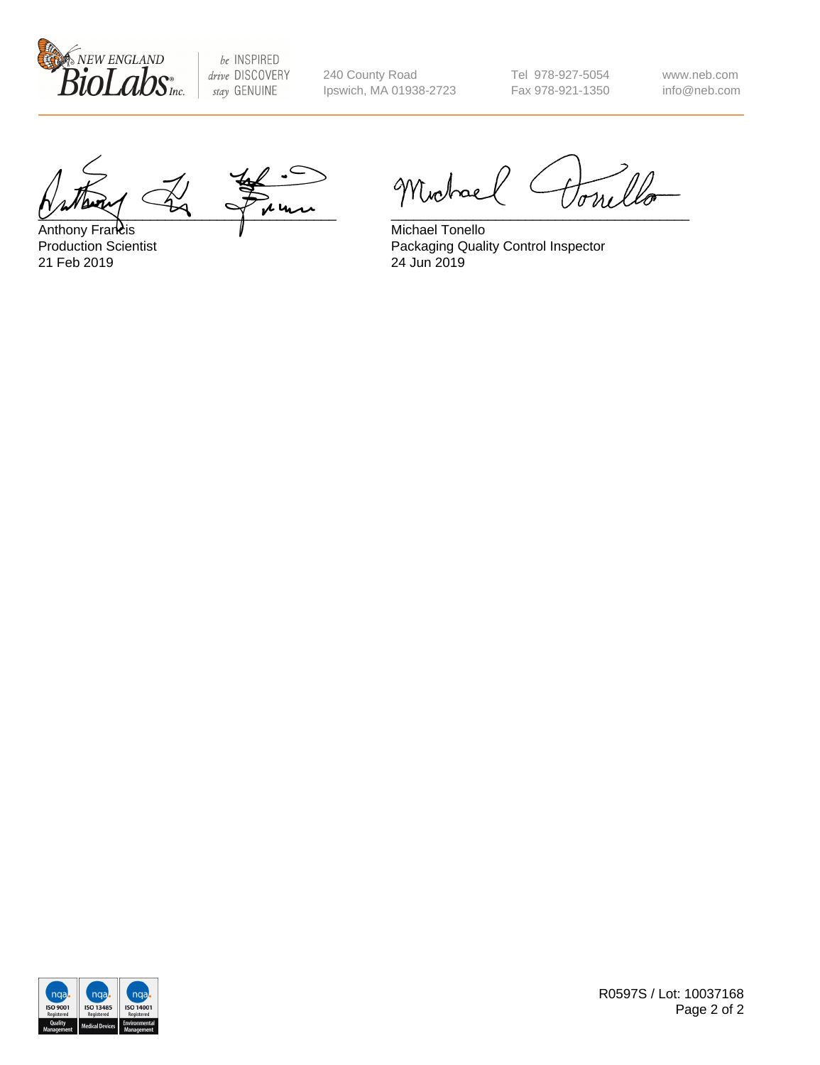Anthony Francis
Production Scientist
21 Feb 2019

Michael Tonello
Packaging Quality Control Inspector
24 Jun 2019